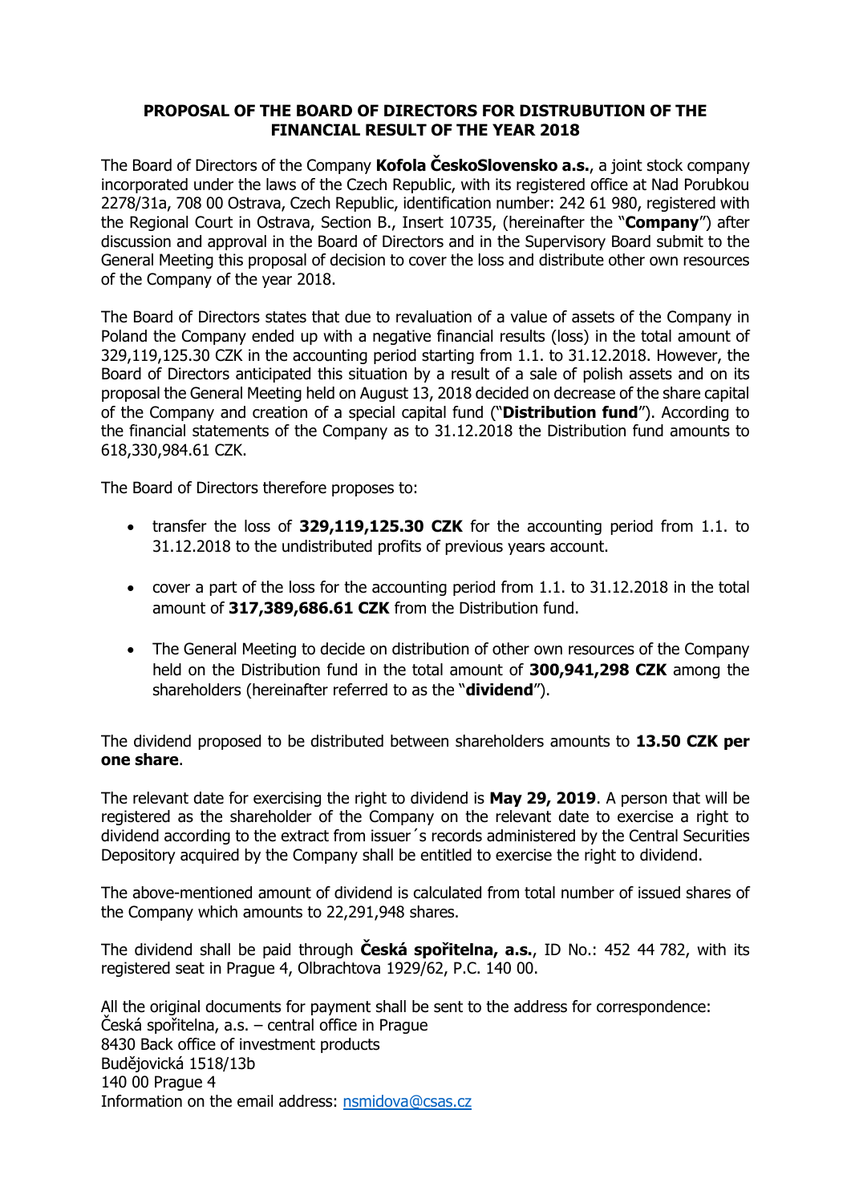# PROPOSAL OF THE BOARD OF DIRECTORS FOR DISTRUBUTION OF THE FINANCIAL RESULT OF THE YEAR 2018

The Board of Directors of the Company **Kofola ČeskoSlovensko a.s.**, a joint stock company incorporated under the laws of the Czech Republic, with its registered office at Nad Porubkou 2278/31a, 708 00 Ostrava, Czech Republic, identification number: 242 61 980, registered with the Regional Court in Ostrava, Section B., Insert 10735, (hereinafter the "**Company**") after discussion and approval in the Board of Directors and in the Supervisory Board submit to the General Meeting this proposal of decision to cover the loss and distribute other own resources of the Company of the year 2018.

The Board of Directors states that due to revaluation of a value of assets of the Company in Poland the Company ended up with a negative financial results (loss) in the total amount of 329,119,125.30 CZK in the accounting period starting from 1.1. to 31.12.2018. However, the Board of Directors anticipated this situation by a result of a sale of polish assets and on its proposal the General Meeting held on August 13, 2018 decided on decrease of the share capital of the Company and creation of a special capital fund ("**Distribution fund**"). According to the financial statements of the Company as to 31.12.2018 the Distribution fund amounts to 618,330,984.61 CZK.

The Board of Directors therefore proposes to:

- transfer the loss of **329,119,125.30 CZK** for the accounting period from 1.1. to 31.12.2018 to the undistributed profits of previous years account.
- cover a part of the loss for the accounting period from 1.1. to 31.12.2018 in the total amount of **317,389,686.61 CZK** from the Distribution fund.
- The General Meeting to decide on distribution of other own resources of the Company held on the Distribution fund in the total amount of **300,941,298 CZK** among the shareholders (hereinafter referred to as the "**dividend**").

The dividend proposed to be distributed between shareholders amounts to **13.50 CZK per one share**.

The relevant date for exercising the right to dividend is **May 29, 2019**. A person that will be registered as the shareholder of the Company on the relevant date to exercise a right to dividend according to the extract from issuer´s records administered by the Central Securities Depository acquired by the Company shall be entitled to exercise the right to dividend.

The above-mentioned amount of dividend is calculated from total number of issued shares of the Company which amounts to 22,291,948 shares.

The dividend shall be paid through **Česká spořitelna, a.s.**, ID No.: 452 44 782, with its registered seat in Prague 4, Olbrachtova 1929/62, P.C. 140 00.

All the original documents for payment shall be sent to the address for correspondence:  
Česká spořitelna, a.s. – central office in Prague  
8430 Back office of investment products  
Budějovická 1518/13b  
140 00 Prague 4  
Information on the email address: nsmidova@csas.cz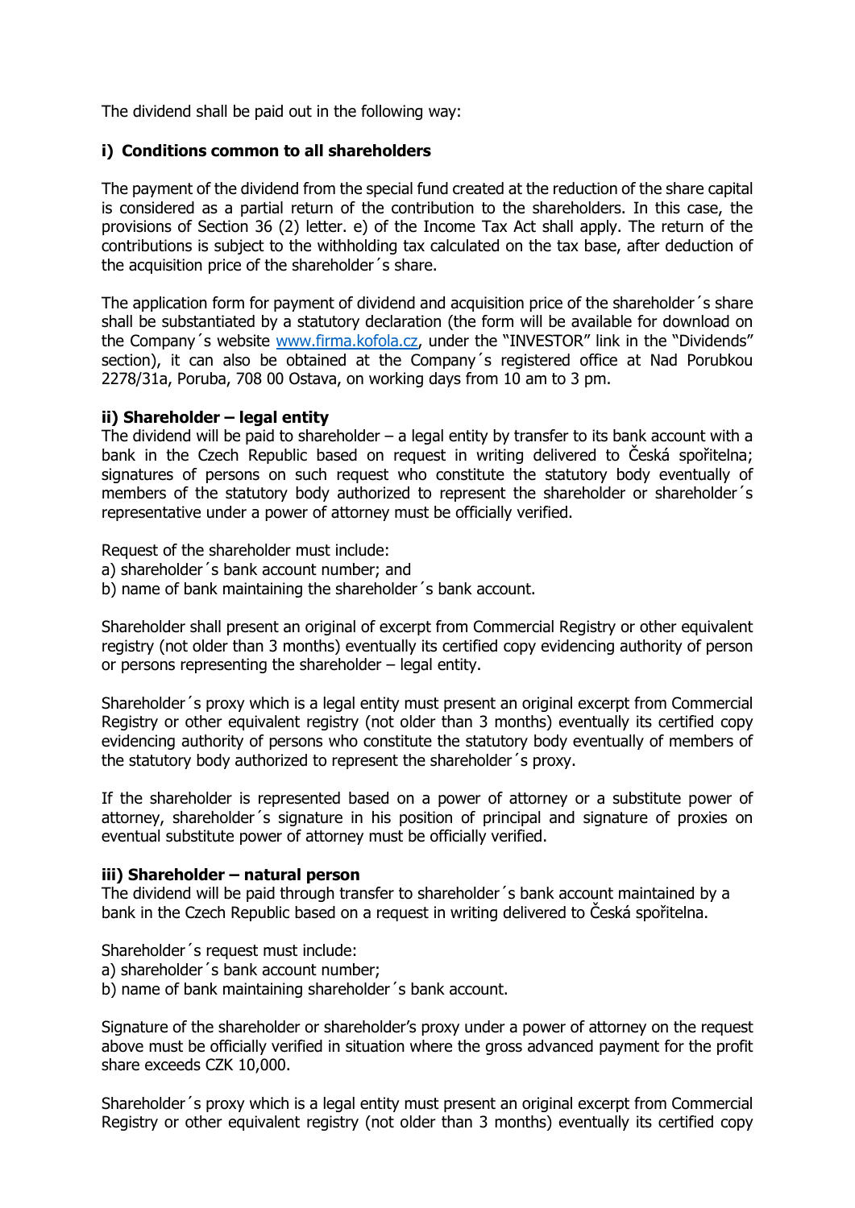The dividend shall be paid out in the following way:

**i) Conditions common to all shareholders**

The payment of the dividend from the special fund created at the reduction of the share capital is considered as a partial return of the contribution to the shareholders. In this case, the provisions of Section 36 (2) letter. e) of the Income Tax Act shall apply. The return of the contributions is subject to the withholding tax calculated on the tax base, after deduction of the acquisition price of the shareholder´s share.

The application form for payment of dividend and acquisition price of the shareholder´s share shall be substantiated by a statutory declaration (the form will be available for download on the Company´s website www.firma.kofola.cz, under the "INVESTOR" link in the "Dividends" section), it can also be obtained at the Company´s registered office at Nad Porubkou 2278/31a, Poruba, 708 00 Ostava, on working days from 10 am to 3 pm.

**ii) Shareholder – legal entity**

The dividend will be paid to shareholder – a legal entity by transfer to its bank account with a bank in the Czech Republic based on request in writing delivered to Česká spořitelna; signatures of persons on such request who constitute the statutory body eventually of members of the statutory body authorized to represent the shareholder or shareholder´s representative under a power of attorney must be officially verified.

Request of the shareholder must include:
a) shareholder´s bank account number; and
b) name of bank maintaining the shareholder´s bank account.

Shareholder shall present an original of excerpt from Commercial Registry or other equivalent registry (not older than 3 months) eventually its certified copy evidencing authority of person or persons representing the shareholder – legal entity.

Shareholder´s proxy which is a legal entity must present an original excerpt from Commercial Registry or other equivalent registry (not older than 3 months) eventually its certified copy evidencing authority of persons who constitute the statutory body eventually of members of the statutory body authorized to represent the shareholder´s proxy.

If the shareholder is represented based on a power of attorney or a substitute power of attorney, shareholder´s signature in his position of principal and signature of proxies on eventual substitute power of attorney must be officially verified.

**iii) Shareholder – natural person**

The dividend will be paid through transfer to shareholder´s bank account maintained by a bank in the Czech Republic based on a request in writing delivered to Česká spořitelna.

Shareholder´s request must include:
a) shareholder´s bank account number;
b) name of bank maintaining shareholder´s bank account.

Signature of the shareholder or shareholder's proxy under a power of attorney on the request above must be officially verified in situation where the gross advanced payment for the profit share exceeds CZK 10,000.

Shareholder´s proxy which is a legal entity must present an original excerpt from Commercial Registry or other equivalent registry (not older than 3 months) eventually its certified copy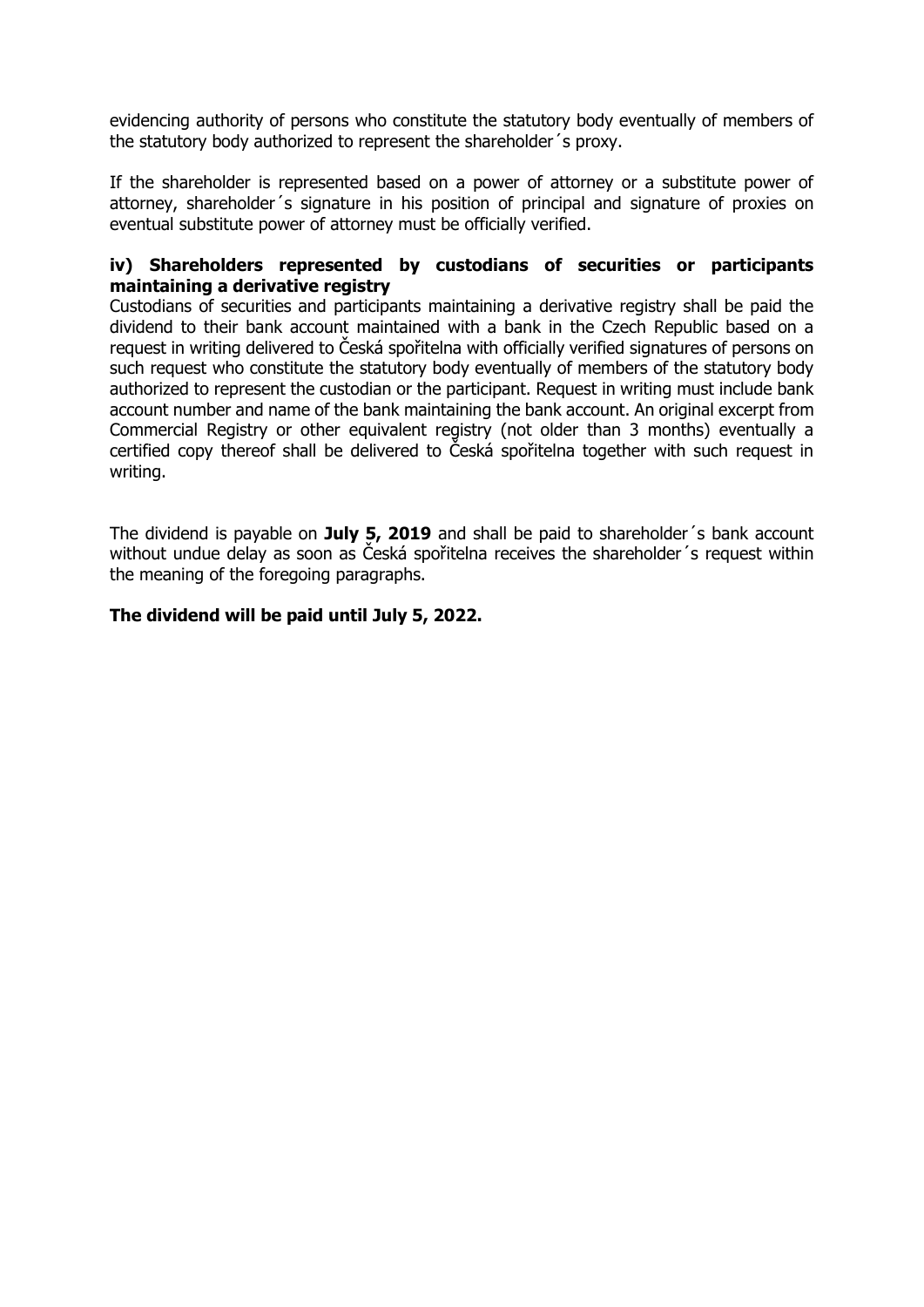evidencing authority of persons who constitute the statutory body eventually of members of the statutory body authorized to represent the shareholder´s proxy.

If the shareholder is represented based on a power of attorney or a substitute power of attorney, shareholder´s signature in his position of principal and signature of proxies on eventual substitute power of attorney must be officially verified.

**iv) Shareholders represented by custodians of securities or participants maintaining a derivative registry**

Custodians of securities and participants maintaining a derivative registry shall be paid the dividend to their bank account maintained with a bank in the Czech Republic based on a request in writing delivered to Česká spořitelna with officially verified signatures of persons on such request who constitute the statutory body eventually of members of the statutory body authorized to represent the custodian or the participant. Request in writing must include bank account number and name of the bank maintaining the bank account. An original excerpt from Commercial Registry or other equivalent registry (not older than 3 months) eventually a certified copy thereof shall be delivered to Česká spořitelna together with such request in writing.

The dividend is payable on **July 5, 2019** and shall be paid to shareholder´s bank account without undue delay as soon as Česká spořitelna receives the shareholder´s request within the meaning of the foregoing paragraphs.

**The dividend will be paid until July 5, 2022.**